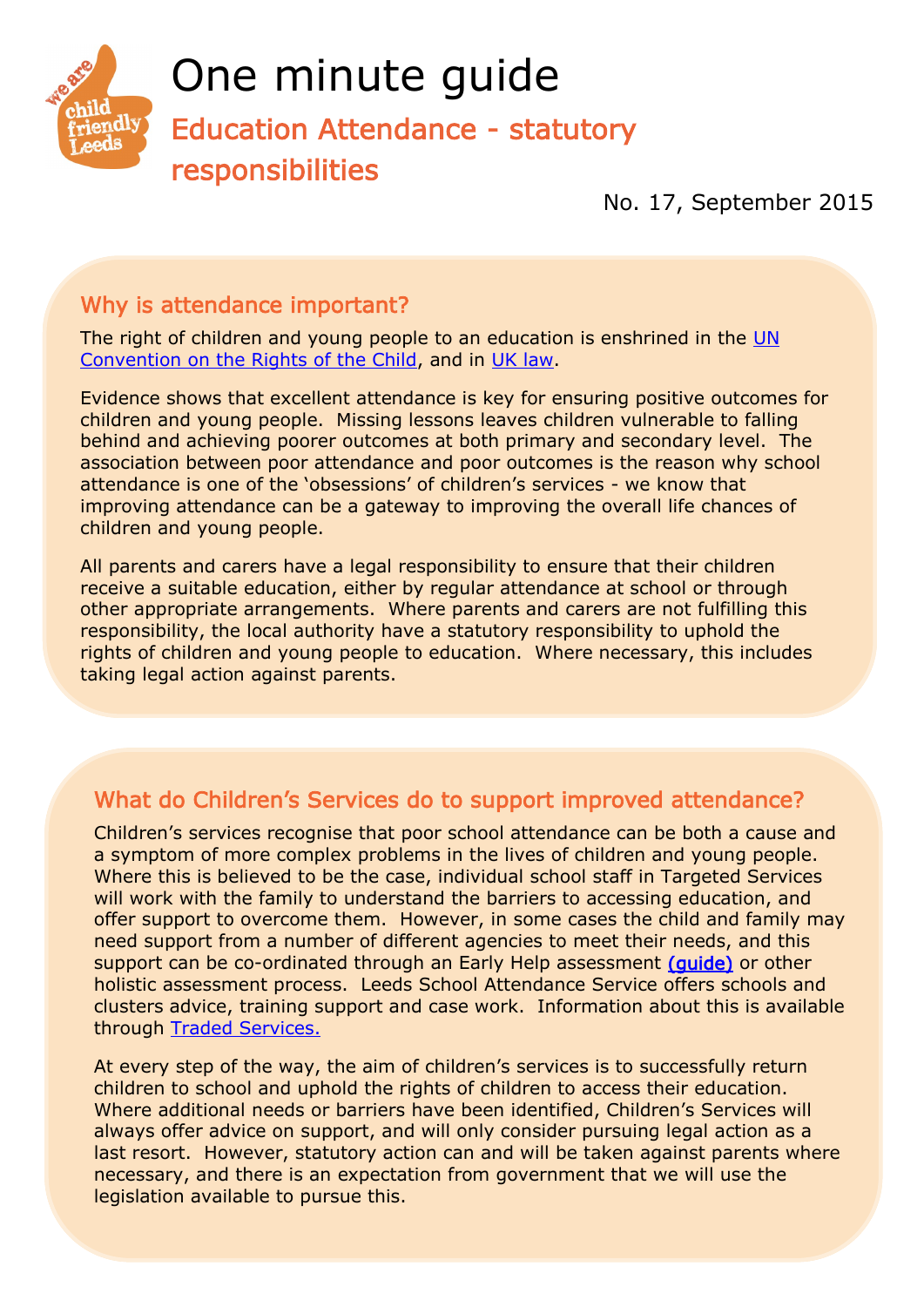# One minute guide

## Education Attendance - statutory responsibilities

No. 17, September 2015

### Why is attendance important?

The right of children and young people to an education is enshrined in the UN Convention on the Rights of the Child, and in UK law.

Evidence shows that excellent attendance is key for ensuring positive outcomes for children and young people. Missing lessons leaves children vulnerable to falling behind and achieving poorer outcomes at both primary and secondary level. The association between poor attendance and poor outcomes is the reason why school attendance is one of the 'obsessions' of children's services - we know that improving attendance can be a gateway to improving the overall life chances of children and young people.

All parents and carers have a legal responsibility to ensure that their children receive a suitable education, either by regular attendance at school or through other appropriate arrangements. Where parents and carers are not fulfilling this responsibility, the local authority have a statutory responsibility to uphold the rights of children and young people to education. Where necessary, this includes taking legal action against parents.

### What do Children's Services do to support improved attendance?

Children's services recognise that poor school attendance can be both a cause and a symptom of more complex problems in the lives of children and young people. Where this is believed to be the case, individual school staff in Targeted Services will work with the family to understand the barriers to accessing education, and offer support to overcome them. However, in some cases the child and family may need support from a number of different agencies to meet their needs, and this support can be co-ordinated through an Early Help assessment **(guide)** or other holistic assessment process. Leeds School Attendance Service offers schools and clusters advice, training support and case work. Information about this is available through Traded Services.

At every step of the way, the aim of children's services is to successfully return children to school and uphold the rights of children to access their education. Where additional needs or barriers have been identified, Children's Services will always offer advice on support, and will only consider pursuing legal action as a last resort. However, statutory action can and will be taken against parents where necessary, and there is an expectation from government that we will use the legislation available to pursue this.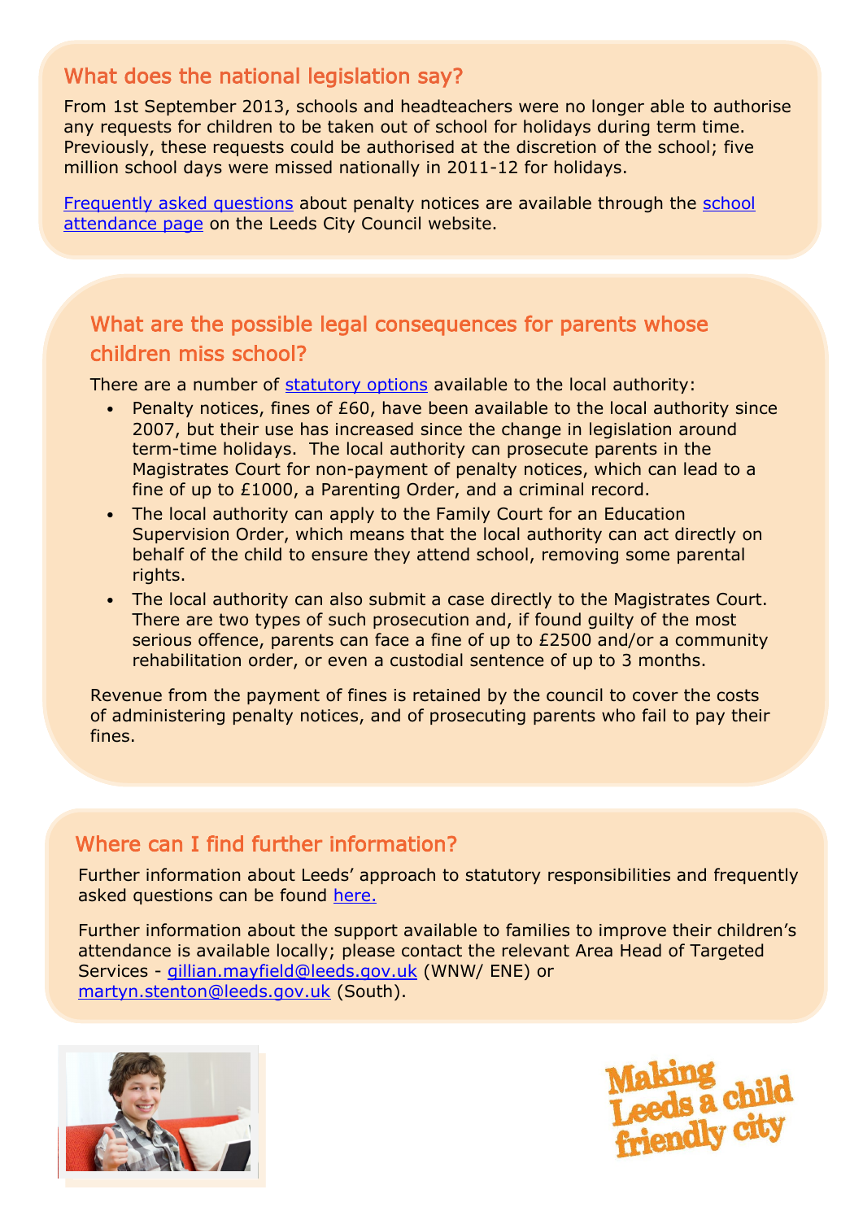## What does the national legislation say?

From 1st September 2013, schools and headteachers were no longer able to authorise any requests for children to be taken out of school for holidays during term time. Previously, these requests could be authorised at the discretion of the school; five million school days were missed nationally in 2011-12 for holidays.

Frequently asked questions about penalty notices are available through the school attendance page on the Leeds City Council website.

## What are the possible legal consequences for parents whose children miss school?

There are a number of statutory options available to the local authority:

- Penalty notices, fines of £60, have been available to the local authority since 2007, but their use has increased since the change in legislation around term-time holidays. The local authority can prosecute parents in the Magistrates Court for non-payment of penalty notices, which can lead to a fine of up to £1000, a Parenting Order, and a criminal record.
- The local authority can apply to the Family Court for an Education Supervision Order, which means that the local authority can act directly on behalf of the child to ensure they attend school, removing some parental rights.
- The local authority can also submit a case directly to the Magistrates Court. There are two types of such prosecution and, if found guilty of the most serious offence, parents can face a fine of up to £2500 and/or a community rehabilitation order, or even a custodial sentence of up to 3 months.

Revenue from the payment of fines is retained by the council to cover the costs of administering penalty notices, and of prosecuting parents who fail to pay their fines.

## Where can I find further information?

Further information about Leeds' approach to statutory responsibilities and frequently asked questions can be found here.

Further information about the support available to families to improve their children's attendance is available locally; please contact the relevant Area Head of Targeted Services - gillian.mayfield@leeds.gov.uk (WNW/ ENE) or martyn.stenton@leeds.gov.uk (South).

Making Leeds a child friendly city